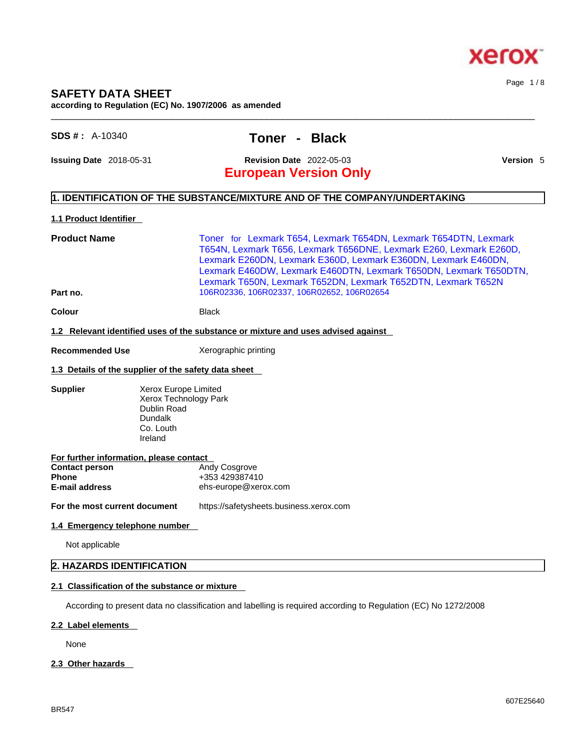# SAFETY DATA SHEET

**according to Regulation (EC) No. 1907/2006 as amended**

**SDS # :** A-10340

## Toner - Black

**Issuing Date** 2018-05-31 **Revision Date** 2022-05-03 **Version** 5

**European Version Only**

## 1. IDENTIFICATION OF THE SUBSTANCE/MIXTURE AND OF THE COMPANY/UNDERTAKING

### 1.1 Product Identifier

**Product Name** Toner for Lexmark T654, Lexmark T654DN, Lexmark T654DTN, Lexmark T654N, Lexmark T656, Lexmark T656DNE, Lexmark E260, Lexmark E260D, Lexmark E260DN, Lexmark E360D, Lexmark E360DN, Lexmark E460DN, Lexmark E460DW, Lexmark E460DTN, Lexmark T650DN, Lexmark T650DTN, Lexmark T650N, Lexmark T652DN, Lexmark T652DTN, Lexmark T652N

**Part no.** 106R02336, 106R02337, 106R02652, 106R02654

**Colour** Black

### 1.2 Relevant identified uses of the substance or mixture and uses advised against

**Recommended Use** Xerographic printing

### 1.3 Details of the supplier of the safety data sheet

**Supplier**
Xerox Europe Limited
Xerox Technology Park
Dublin Road
Dundalk
Co. Louth
Ireland

**For further information, please contact**

**Contact person** Andy Cosgrove
**Phone** +353 429387410
**E-mail address** ehs-europe@xerox.com

**For the most current document** https://safetysheets.business.xerox.com

### 1.4 Emergency telephone number

Not applicable

## 2. HAZARDS IDENTIFICATION

### 2.1 Classification of the substance or mixture

According to present data no classification and labelling is required according to Regulation (EC) No 1272/2008

### 2.2 Label elements

None

### 2.3 Other hazards

BR547

607E25640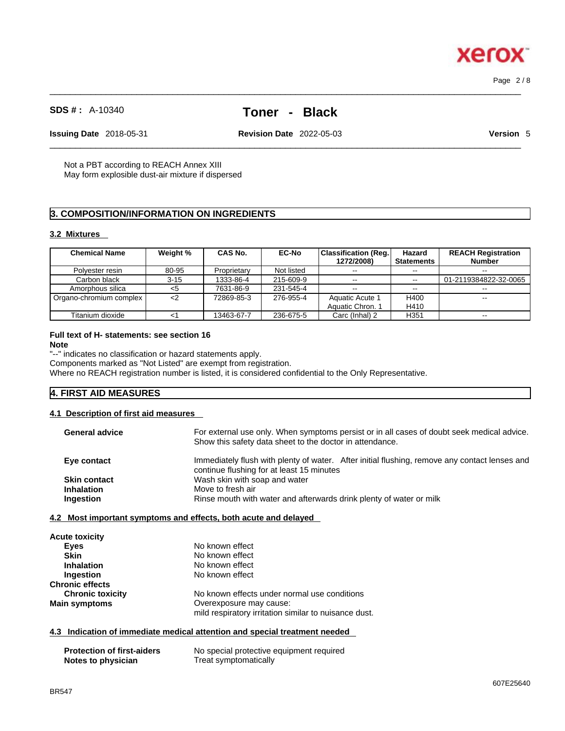Not a PBT according to REACH Annex XIII
May form explosible dust-air mixture if dispersed

## 3. COMPOSITION/INFORMATION ON INGREDIENTS

### 3.2 Mixtures

| Chemical Name | Weight % | CAS No. | EC-No | Classification (Reg. 1272/2008) | Hazard Statements | REACH Registration Number |
|---|---|---|---|---|---|---|
| Polyester resin | 80-95 | Proprietary | Not listed | -- | -- | -- |
| Carbon black | 3-15 | 1333-86-4 | 215-609-9 | -- | -- | 01-2119384822-32-0065 |
| Amorphous silica | <5 | 7631-86-9 | 231-545-4 | -- | -- | -- |
| Organo-chromium complex | <2 | 72869-85-3 | 276-955-4 | Aquatic Acute 1<br>Aquatic Chron. 1 | H400<br>H410 | -- |
| Titanium dioxide | <1 | 13463-67-7 | 236-675-5 | Carc (Inhal) 2 | H351 | -- |

**Full text of H- statements: see section 16**

**Note**

"--" indicates no classification or hazard statements apply.
Components marked as "Not Listed" are exempt from registration.
Where no REACH registration number is listed, it is considered confidential to the Only Representative.

## 4. FIRST AID MEASURES

### 4.1 Description of first aid measures

**General advice** For external use only. When symptoms persist or in all cases of doubt seek medical advice. Show this safety data sheet to the doctor in attendance.

**Eye contact** Immediately flush with plenty of water. After initial flushing, remove any contact lenses and continue flushing for at least 15 minutes

**Skin contact** Wash skin with soap and water

**Inhalation** Move to fresh air

**Ingestion** Rinse mouth with water and afterwards drink plenty of water or milk

### 4.2 Most important symptoms and effects, both acute and delayed

**Acute toxicity**

**Eyes** No known effect

**Skin** No known effect

**Inhalation** No known effect

**Ingestion** No known effect

**Chronic effects**

**Chronic toxicity** No known effects under normal use conditions

**Main symptoms** Overexposure may cause:
mild respiratory irritation similar to nuisance dust.

### 4.3 Indication of immediate medical attention and special treatment needed

**Protection of first-aiders** No special protective equipment required

**Notes to physician** Treat symptomatically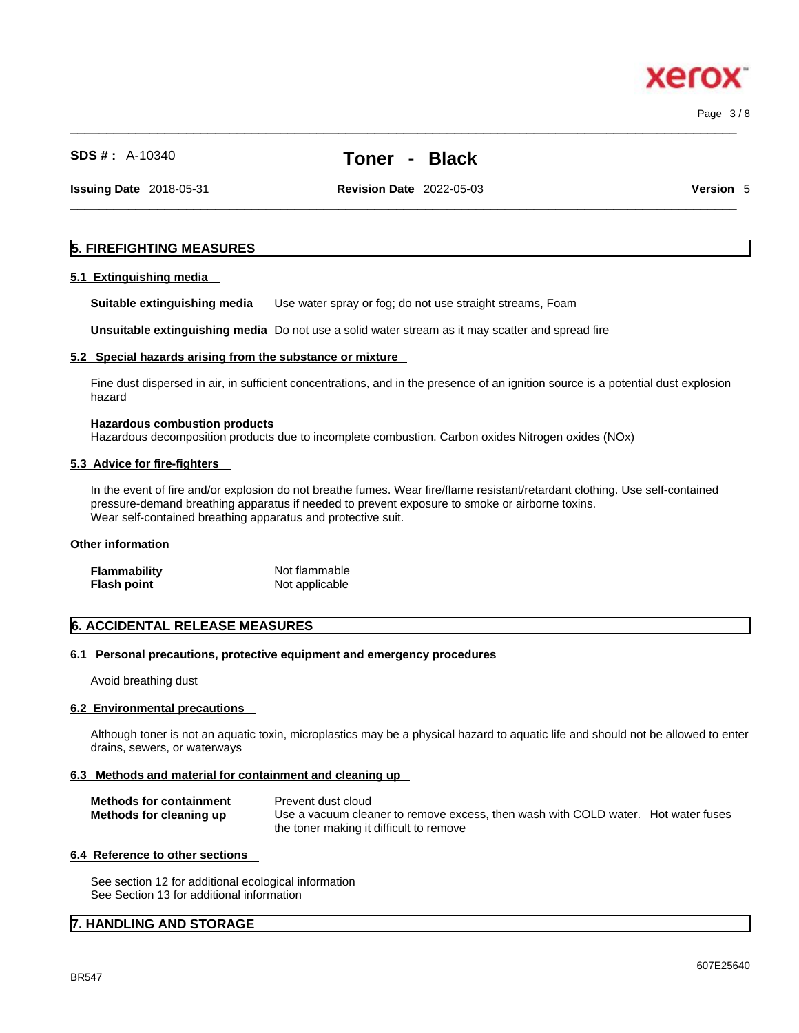## 5. FIREFIGHTING MEASURES

### 5.1 Extinguishing media

**Suitable extinguishing media** Use water spray or fog; do not use straight streams, Foam

**Unsuitable extinguishing media** Do not use a solid water stream as it may scatter and spread fire

### 5.2 Special hazards arising from the substance or mixture

Fine dust dispersed in air, in sufficient concentrations, and in the presence of an ignition source is a potential dust explosion hazard

**Hazardous combustion products**
Hazardous decomposition products due to incomplete combustion. Carbon oxides Nitrogen oxides (NOx)

### 5.3 Advice for fire-fighters

In the event of fire and/or explosion do not breathe fumes. Wear fire/flame resistant/retardant clothing. Use self-contained pressure-demand breathing apparatus if needed to prevent exposure to smoke or airborne toxins.
Wear self-contained breathing apparatus and protective suit.

### Other information

| | |
|---|---|
| **Flammability** | Not flammable |
| **Flash point** | Not applicable |

## 6. ACCIDENTAL RELEASE MEASURES

### 6.1 Personal precautions, protective equipment and emergency procedures

Avoid breathing dust

### 6.2 Environmental precautions

Although toner is not an aquatic toxin, microplastics may be a physical hazard to aquatic life and should not be allowed to enter drains, sewers, or waterways

### 6.3 Methods and material for containment and cleaning up

| | |
|---|---|
| **Methods for containment** | Prevent dust cloud |
| **Methods for cleaning up** | Use a vacuum cleaner to remove excess, then wash with COLD water. Hot water fuses the toner making it difficult to remove |

### 6.4 Reference to other sections

See section 12 for additional ecological information
See Section 13 for additional information

## 7. HANDLING AND STORAGE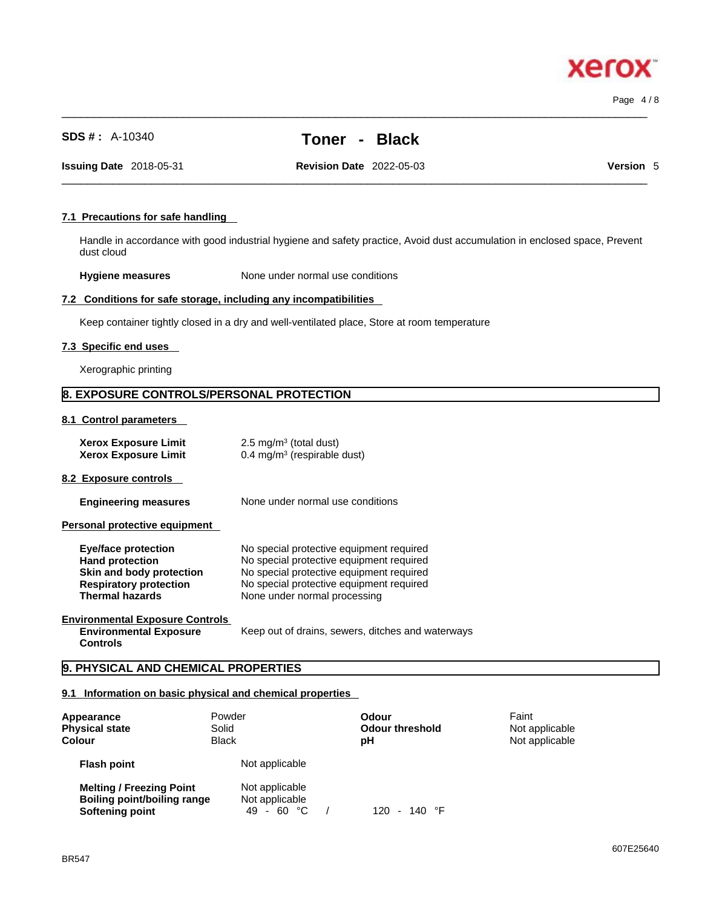### 7.1 Precautions for safe handling

Handle in accordance with good industrial hygiene and safety practice, Avoid dust accumulation in enclosed space, Prevent dust cloud

**Hygiene measures** None under normal use conditions

### 7.2 Conditions for safe storage, including any incompatibilities

Keep container tightly closed in a dry and well-ventilated place, Store at room temperature

### 7.3 Specific end uses

Xerographic printing

## 8. EXPOSURE CONTROLS/PERSONAL PROTECTION

### 8.1 Control parameters

| | |
|---|---|
| **Xerox Exposure Limit** | 2.5 mg/m³ (total dust) |
| **Xerox Exposure Limit** | 0.4 mg/m³ (respirable dust) |

### 8.2 Exposure controls

**Engineering measures** None under normal use conditions

**Personal protective equipment**

| | |
|---|---|
| **Eye/face protection** | No special protective equipment required |
| **Hand protection** | No special protective equipment required |
| **Skin and body protection** | No special protective equipment required |
| **Respiratory protection** | No special protective equipment required |
| **Thermal hazards** | None under normal processing |

**Environmental Exposure Controls**

**Environmental Exposure Controls** Keep out of drains, sewers, ditches and waterways

## 9. PHYSICAL AND CHEMICAL PROPERTIES

### 9.1 Information on basic physical and chemical properties

| | | | |
|---|---|---|---|
| **Appearance** | Powder | **Odour** | Faint |
| **Physical state** | Solid | **Odour threshold** | Not applicable |
| **Colour** | Black | **pH** | Not applicable |

| | |
|---|---|
| **Flash point** | Not applicable |
| **Melting / Freezing Point** | Not applicable |
| **Boiling point/boiling range** | Not applicable |
| **Softening point** | 49 - 60 °C / 120 - 140 °F |

BR547

607E25640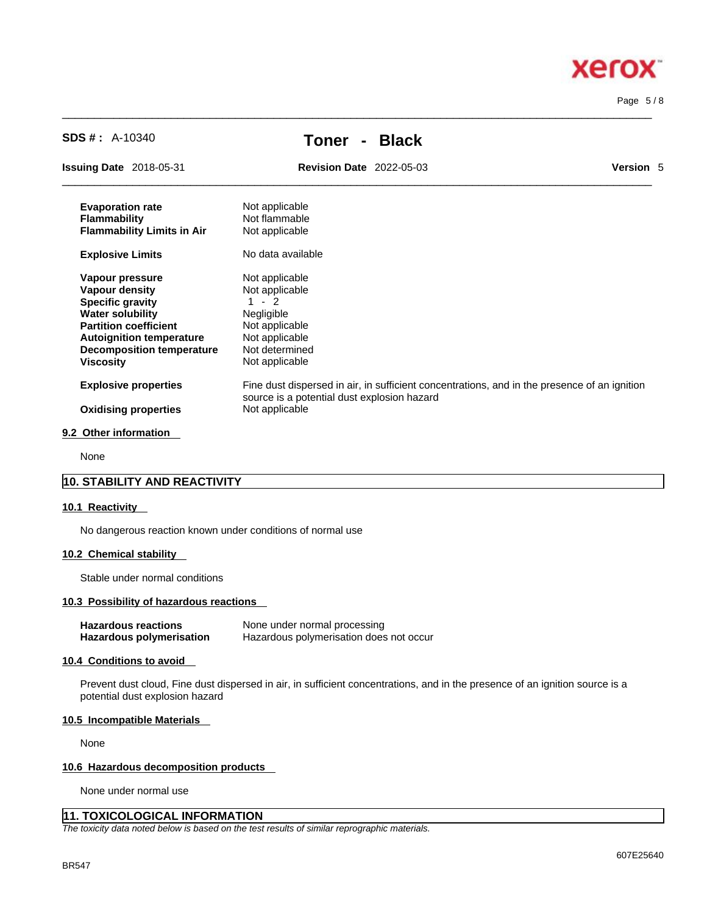| | |
|---|---|
| **Evaporation rate** | Not applicable |
| **Flammability** | Not flammable |
| **Flammability Limits in Air** | Not applicable |
| **Explosive Limits** | No data available |
| **Vapour pressure** | Not applicable |
| **Vapour density** | Not applicable |
| **Specific gravity** | 1 - 2 |
| **Water solubility** | Negligible |
| **Partition coefficient** | Not applicable |
| **Autoignition temperature** | Not applicable |
| **Decomposition temperature** | Not determined |
| **Viscosity** | Not applicable |
| **Explosive properties** | Fine dust dispersed in air, in sufficient concentrations, and in the presence of an ignition source is a potential dust explosion hazard |
| **Oxidising properties** | Not applicable |

### 9.2 Other information

None

## 10. STABILITY AND REACTIVITY

### 10.1 Reactivity

No dangerous reaction known under conditions of normal use

### 10.2 Chemical stability

Stable under normal conditions

### 10.3 Possibility of hazardous reactions

| | |
|---|---|
| **Hazardous reactions** | None under normal processing |
| **Hazardous polymerisation** | Hazardous polymerisation does not occur |

### 10.4 Conditions to avoid

Prevent dust cloud, Fine dust dispersed in air, in sufficient concentrations, and in the presence of an ignition source is a potential dust explosion hazard

### 10.5 Incompatible Materials

None

### 10.6 Hazardous decomposition products

None under normal use

## 11. TOXICOLOGICAL INFORMATION

*The toxicity data noted below is based on the test results of similar reprographic materials.*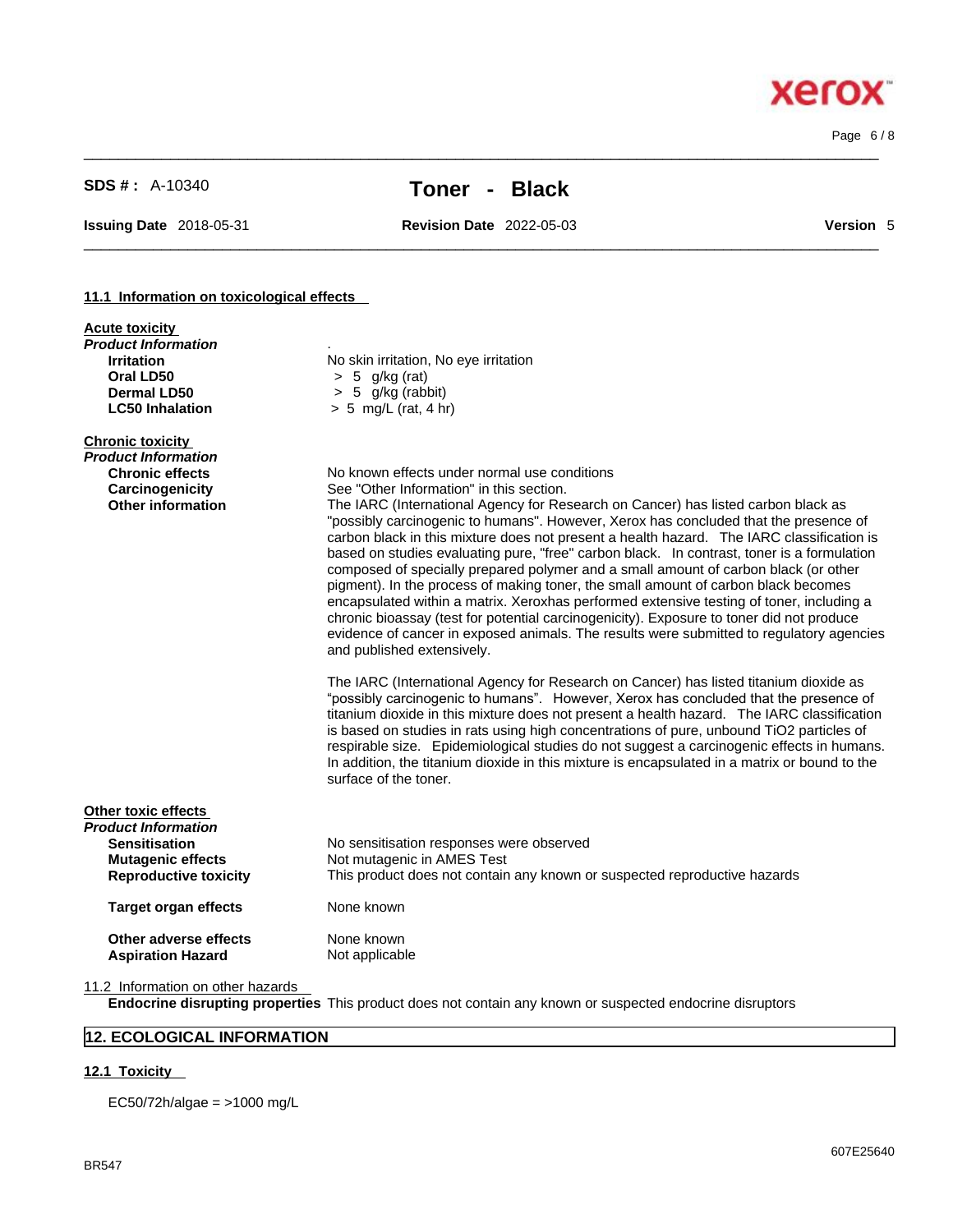**SDS # :** A-10340 **Toner - Black**

**Issuing Date** 2018-05-31 **Revision Date** 2022-05-03 **Version** 5

#### 11.1 Information on toxicological effects

**Acute toxicity**

***Product Information*** .

| | |
|---|---|
| **Irritation** | No skin irritation, No eye irritation |
| **Oral LD50** | > 5 g/kg (rat) |
| **Dermal LD50** | > 5 g/kg (rabbit) |
| **LC50 Inhalation** | > 5 mg/L (rat, 4 hr) |

**Chronic toxicity**

***Product Information***

**Chronic effects** No known effects under normal use conditions

**Carcinogenicity** See "Other Information" in this section.

**Other information** The IARC (International Agency for Research on Cancer) has listed carbon black as "possibly carcinogenic to humans". However, Xerox has concluded that the presence of carbon black in this mixture does not present a health hazard. The IARC classification is based on studies evaluating pure, "free" carbon black. In contrast, toner is a formulation composed of specially prepared polymer and a small amount of carbon black (or other pigment). In the process of making toner, the small amount of carbon black becomes encapsulated within a matrix. Xeroxhas performed extensive testing of toner, including a chronic bioassay (test for potential carcinogenicity). Exposure to toner did not produce evidence of cancer in exposed animals. The results were submitted to regulatory agencies and published extensively.

The IARC (International Agency for Research on Cancer) has listed titanium dioxide as "possibly carcinogenic to humans". However, Xerox has concluded that the presence of titanium dioxide in this mixture does not present a health hazard. The IARC classification is based on studies in rats using high concentrations of pure, unbound $TiO_2$ particles of respirable size. Epidemiological studies do not suggest a carcinogenic effects in humans. In addition, the titanium dioxide in this mixture is encapsulated in a matrix or bound to the surface of the toner.

**Other toxic effects**

***Product Information***

| | |
|---|---|
| **Sensitisation** | No sensitisation responses were observed |
| **Mutagenic effects** | Not mutagenic in AMES Test |
| **Reproductive toxicity** | This product does not contain any known or suspected reproductive hazards |
| **Target organ effects** | None known |
| **Other adverse effects** | None known |
| **Aspiration Hazard** | Not applicable |

11.2 Information on other hazards

**Endocrine disrupting properties** This product does not contain any known or suspected endocrine disruptors

## 12. ECOLOGICAL INFORMATION

#### 12.1 Toxicity

EC50/72h/algae = >1000 mg/L

BR547

607E25640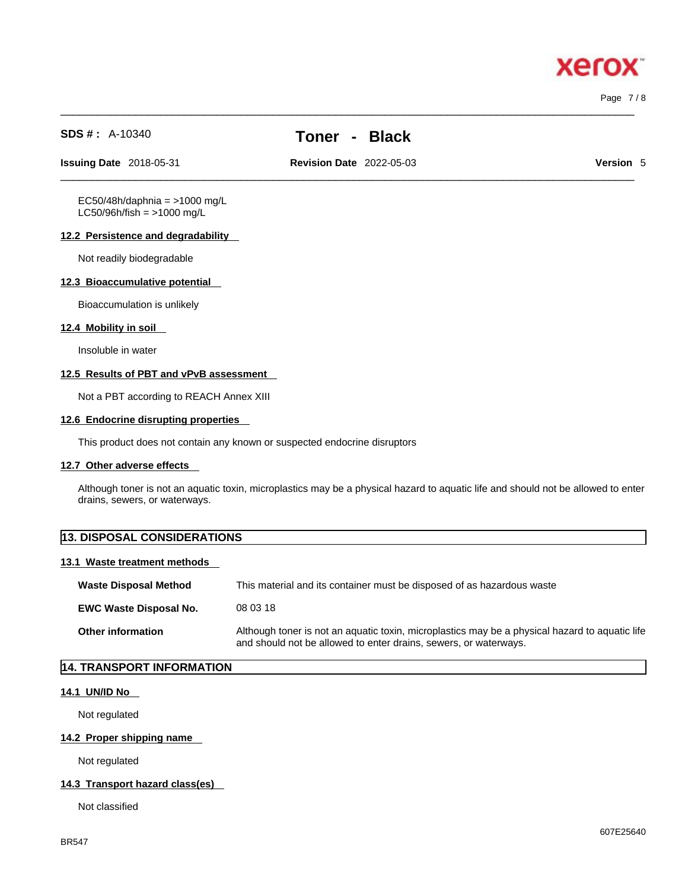EC50/48h/daphnia = >1000 mg/L
LC50/96h/fish = >1000 mg/L

### 12.2 Persistence and degradability

Not readily biodegradable

### 12.3 Bioaccumulative potential

Bioaccumulation is unlikely

### 12.4 Mobility in soil

Insoluble in water

### 12.5 Results of PBT and vPvB assessment

Not a PBT according to REACH Annex XIII

### 12.6 Endocrine disrupting properties

This product does not contain any known or suspected endocrine disruptors

### 12.7 Other adverse effects

Although toner is not an aquatic toxin, microplastics may be a physical hazard to aquatic life and should not be allowed to enter drains, sewers, or waterways.

## 13. DISPOSAL CONSIDERATIONS

### 13.1 Waste treatment methods

| | |
|---|---|
| **Waste Disposal Method** | This material and its container must be disposed of as hazardous waste |
| **EWC Waste Disposal No.** | 08 03 18 |
| **Other information** | Although toner is not an aquatic toxin, microplastics may be a physical hazard to aquatic life and should not be allowed to enter drains, sewers, or waterways. |

## 14. TRANSPORT INFORMATION

### 14.1 UN/ID No

Not regulated

### 14.2 Proper shipping name

Not regulated

### 14.3 Transport hazard class(es)

Not classified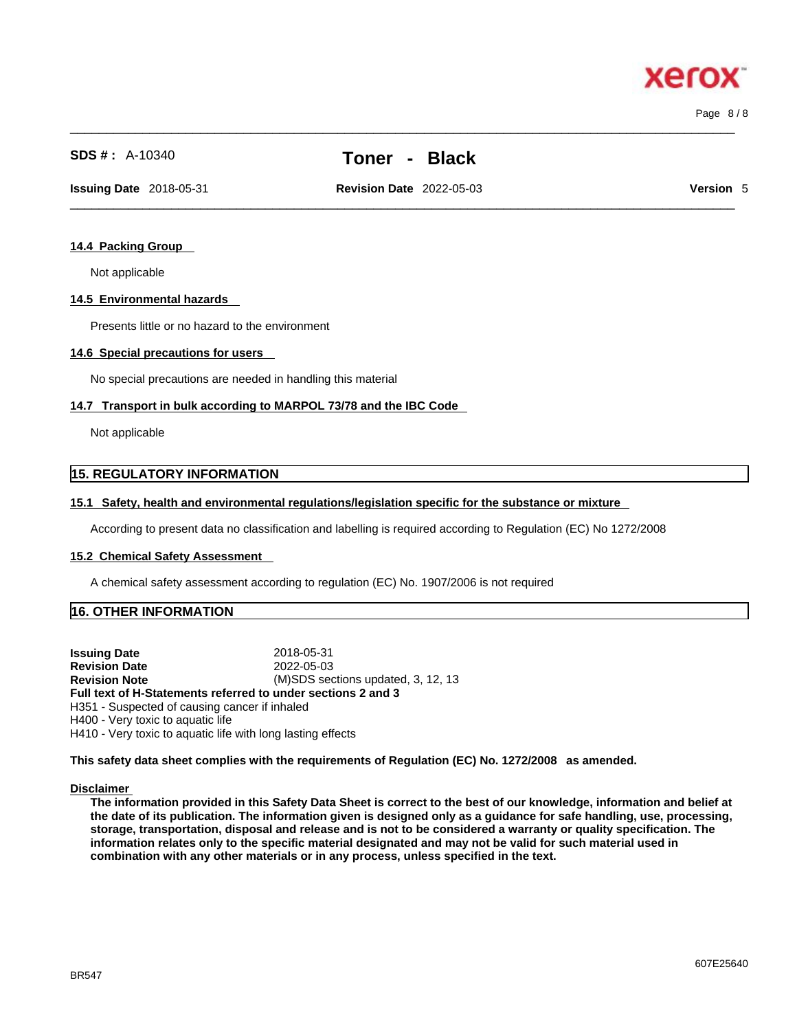#### 14.4 Packing Group

Not applicable

#### 14.5 Environmental hazards

Presents little or no hazard to the environment

#### 14.6 Special precautions for users

No special precautions are needed in handling this material

#### 14.7 Transport in bulk according to MARPOL 73/78 and the IBC Code

Not applicable

## 15. REGULATORY INFORMATION

#### 15.1 Safety, health and environmental regulations/legislation specific for the substance or mixture

According to present data no classification and labelling is required according to Regulation (EC) No 1272/2008

#### 15.2 Chemical Safety Assessment

A chemical safety assessment according to regulation (EC) No. 1907/2006 is not required

## 16. OTHER INFORMATION

**Issuing Date** 2018-05-31
**Revision Date** 2022-05-03
**Revision Note** (M)SDS sections updated, 3, 12, 13
**Full text of H-Statements referred to under sections 2 and 3**
H351 - Suspected of causing cancer if inhaled
H400 - Very toxic to aquatic life
H410 - Very toxic to aquatic life with long lasting effects

**This safety data sheet complies with the requirements of Regulation (EC) No. 1272/2008 as amended.**

**Disclaimer**

**The information provided in this Safety Data Sheet is correct to the best of our knowledge, information and belief at the date of its publication. The information given is designed only as a guidance for safe handling, use, processing, storage, transportation, disposal and release and is not to be considered a warranty or quality specification. The information relates only to the specific material designated and may not be valid for such material used in combination with any other materials or in any process, unless specified in the text.**

607E25640

BR547